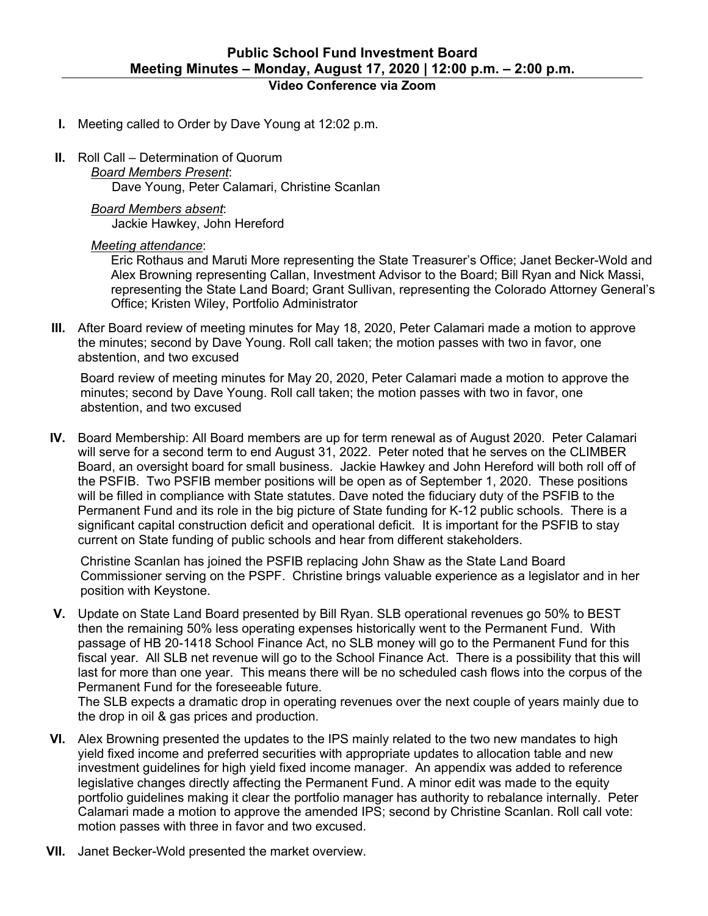# Public School Fund Investment Board
## Meeting Minutes – Monday, August 17, 2020 | 12:00 p.m. – 2:00 p.m.
### Video Conference via Zoom

**I.** Meeting called to Order by Dave Young at 12:02 p.m.

**II.** Roll Call – Determination of Quorum

*Board Members Present*:
Dave Young, Peter Calamari, Christine Scanlan

*Board Members absent*:
Jackie Hawkey, John Hereford

*Meeting attendance*:
Eric Rothaus and Maruti More representing the State Treasurer's Office; Janet Becker-Wold and Alex Browning representing Callan, Investment Advisor to the Board; Bill Ryan and Nick Massi, representing the State Land Board; Grant Sullivan, representing the Colorado Attorney General's Office; Kristen Wiley, Portfolio Administrator

**III.** After Board review of meeting minutes for May 18, 2020, Peter Calamari made a motion to approve the minutes; second by Dave Young. Roll call taken; the motion passes with two in favor, one abstention, and two excused

Board review of meeting minutes for May 20, 2020, Peter Calamari made a motion to approve the minutes; second by Dave Young. Roll call taken; the motion passes with two in favor, one abstention, and two excused

**IV.** Board Membership: All Board members are up for term renewal as of August 2020. Peter Calamari will serve for a second term to end August 31, 2022. Peter noted that he serves on the CLIMBER Board, an oversight board for small business. Jackie Hawkey and John Hereford will both roll off of the PSFIB. Two PSFIB member positions will be open as of September 1, 2020. These positions will be filled in compliance with State statutes. Dave noted the fiduciary duty of the PSFIB to the Permanent Fund and its role in the big picture of State funding for K-12 public schools. There is a significant capital construction deficit and operational deficit. It is important for the PSFIB to stay current on State funding of public schools and hear from different stakeholders.

Christine Scanlan has joined the PSFIB replacing John Shaw as the State Land Board Commissioner serving on the PSPF. Christine brings valuable experience as a legislator and in her position with Keystone.

**V.** Update on State Land Board presented by Bill Ryan. SLB operational revenues go 50% to BEST then the remaining 50% less operating expenses historically went to the Permanent Fund. With passage of HB 20-1418 School Finance Act, no SLB money will go to the Permanent Fund for this fiscal year. All SLB net revenue will go to the School Finance Act. There is a possibility that this will last for more than one year. This means there will be no scheduled cash flows into the corpus of the Permanent Fund for the foreseeable future.

The SLB expects a dramatic drop in operating revenues over the next couple of years mainly due to the drop in oil & gas prices and production.

**VI.** Alex Browning presented the updates to the IPS mainly related to the two new mandates to high yield fixed income and preferred securities with appropriate updates to allocation table and new investment guidelines for high yield fixed income manager. An appendix was added to reference legislative changes directly affecting the Permanent Fund. A minor edit was made to the equity portfolio guidelines making it clear the portfolio manager has authority to rebalance internally. Peter Calamari made a motion to approve the amended IPS; second by Christine Scanlan. Roll call vote: motion passes with three in favor and two excused.

**VII.** Janet Becker-Wold presented the market overview.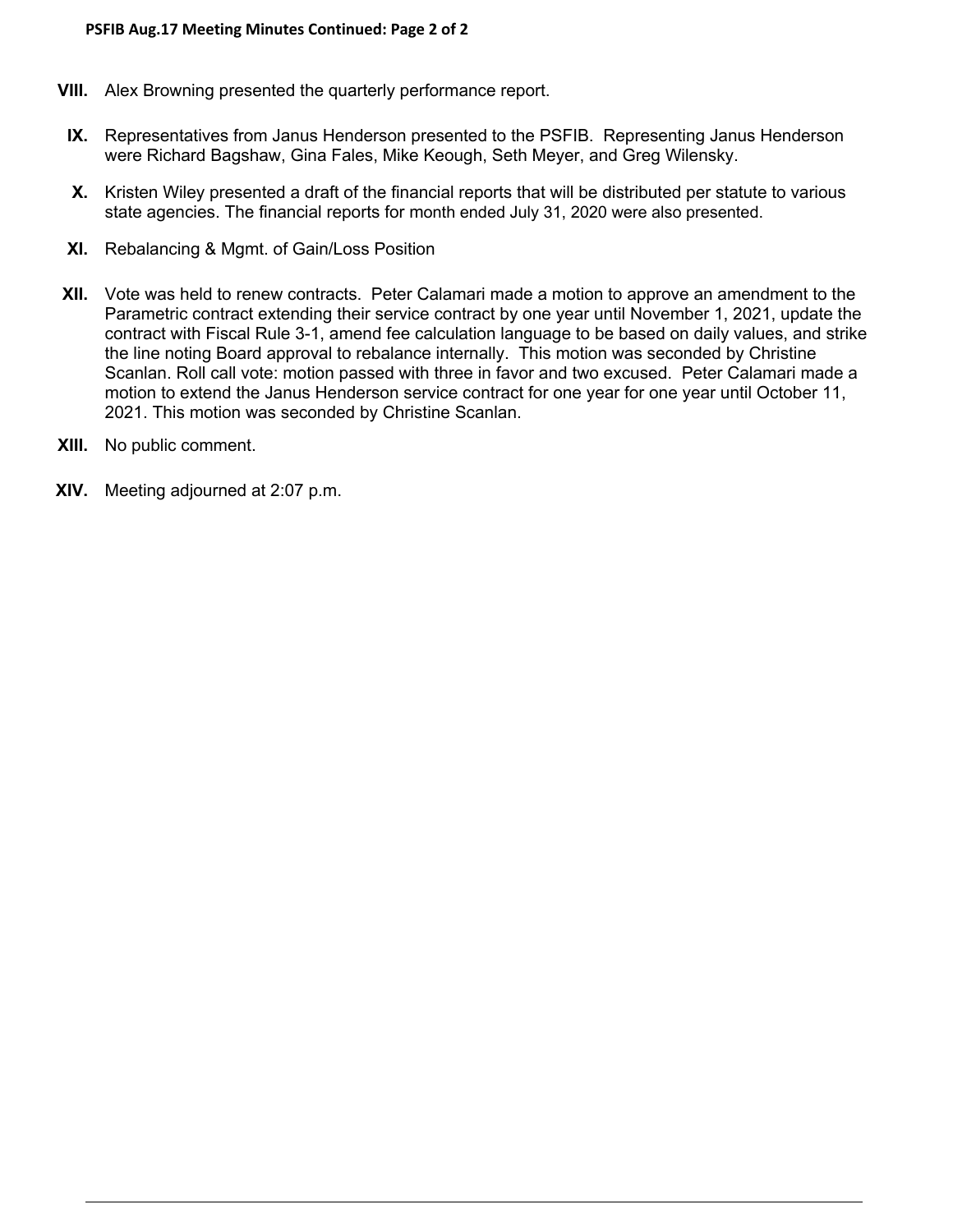VIII. Alex Browning presented the quarterly performance report.

IX. Representatives from Janus Henderson presented to the PSFIB. Representing Janus Henderson were Richard Bagshaw, Gina Fales, Mike Keough, Seth Meyer, and Greg Wilensky.

X. Kristen Wiley presented a draft of the financial reports that will be distributed per statute to various state agencies. The financial reports for month ended July 31, 2020 were also presented.

XI. Rebalancing & Mgmt. of Gain/Loss Position

XII. Vote was held to renew contracts. Peter Calamari made a motion to approve an amendment to the Parametric contract extending their service contract by one year until November 1, 2021, update the contract with Fiscal Rule 3-1, amend fee calculation language to be based on daily values, and strike the line noting Board approval to rebalance internally. This motion was seconded by Christine Scanlan. Roll call vote: motion passed with three in favor and two excused. Peter Calamari made a motion to extend the Janus Henderson service contract for one year for one year until October 11, 2021. This motion was seconded by Christine Scanlan.

XIII. No public comment.

XIV. Meeting adjourned at 2:07 p.m.